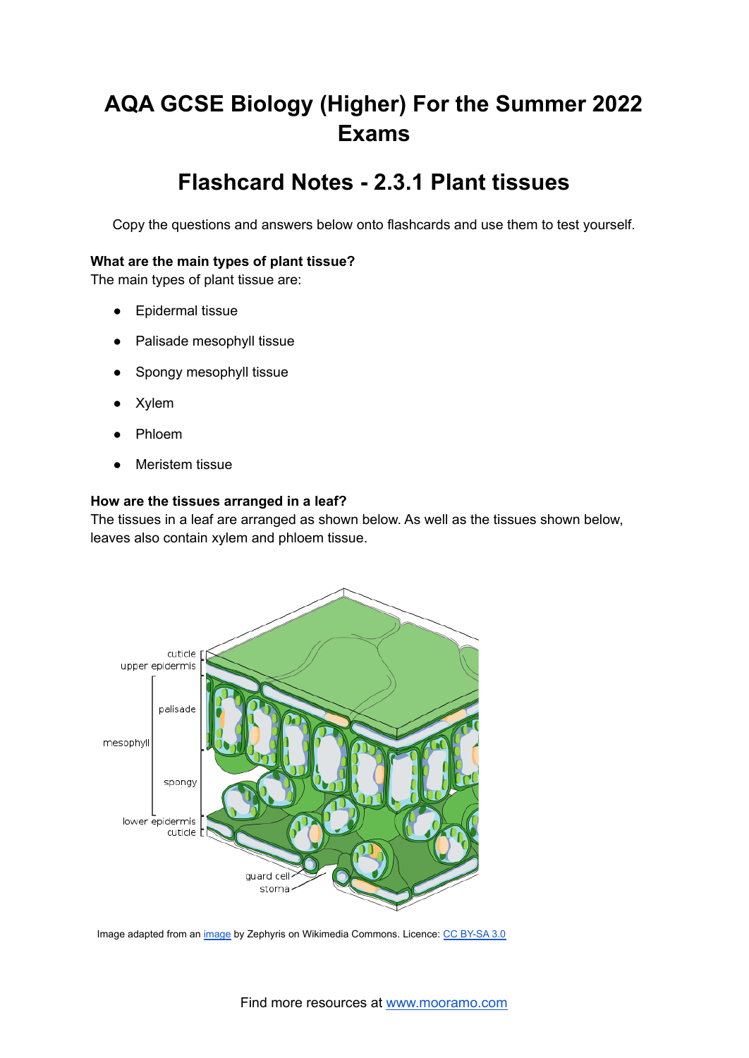# AQA GCSE Biology (Higher) For the Summer 2022 Exams

## Flashcard Notes - 2.3.1 Plant tissues

Copy the questions and answers below onto flashcards and use them to test yourself.

**What are the main types of plant tissue?**
The main types of plant tissue are:

- Epidermal tissue
- Palisade mesophyll tissue
- Spongy mesophyll tissue
- Xylem
- Phloem
- Meristem tissue

**How are the tissues arranged in a leaf?**
The tissues in a leaf are arranged as shown below. As well as the tissues shown below, leaves also contain xylem and phloem tissue.

Image adapted from an image by Zephyris on Wikimedia Commons. Licence: CC BY-SA 3.0

Find more resources at www.mooramo.com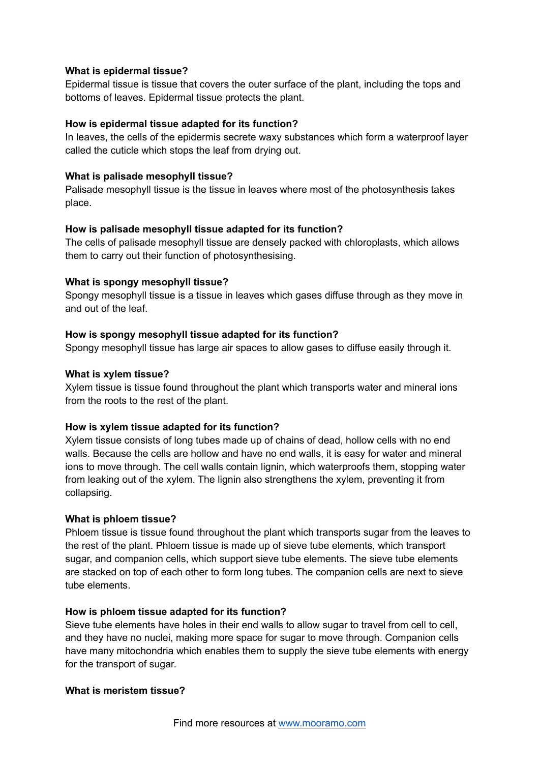**What is epidermal tissue?**
Epidermal tissue is tissue that covers the outer surface of the plant, including the tops and bottoms of leaves. Epidermal tissue protects the plant.

**How is epidermal tissue adapted for its function?**
In leaves, the cells of the epidermis secrete waxy substances which form a waterproof layer called the cuticle which stops the leaf from drying out.

**What is palisade mesophyll tissue?**
Palisade mesophyll tissue is the tissue in leaves where most of the photosynthesis takes place.

**How is palisade mesophyll tissue adapted for its function?**
The cells of palisade mesophyll tissue are densely packed with chloroplasts, which allows them to carry out their function of photosynthesising.

**What is spongy mesophyll tissue?**
Spongy mesophyll tissue is a tissue in leaves which gases diffuse through as they move in and out of the leaf.

**How is spongy mesophyll tissue adapted for its function?**
Spongy mesophyll tissue has large air spaces to allow gases to diffuse easily through it.

**What is xylem tissue?**
Xylem tissue is tissue found throughout the plant which transports water and mineral ions from the roots to the rest of the plant.

**How is xylem tissue adapted for its function?**
Xylem tissue consists of long tubes made up of chains of dead, hollow cells with no end walls. Because the cells are hollow and have no end walls, it is easy for water and mineral ions to move through. The cell walls contain lignin, which waterproofs them, stopping water from leaking out of the xylem. The lignin also strengthens the xylem, preventing it from collapsing.

**What is phloem tissue?**
Phloem tissue is tissue found throughout the plant which transports sugar from the leaves to the rest of the plant. Phloem tissue is made up of sieve tube elements, which transport sugar, and companion cells, which support sieve tube elements. The sieve tube elements are stacked on top of each other to form long tubes. The companion cells are next to sieve tube elements.

**How is phloem tissue adapted for its function?**
Sieve tube elements have holes in their end walls to allow sugar to travel from cell to cell, and they have no nuclei, making more space for sugar to move through. Companion cells have many mitochondria which enables them to supply the sieve tube elements with energy for the transport of sugar.

**What is meristem tissue?**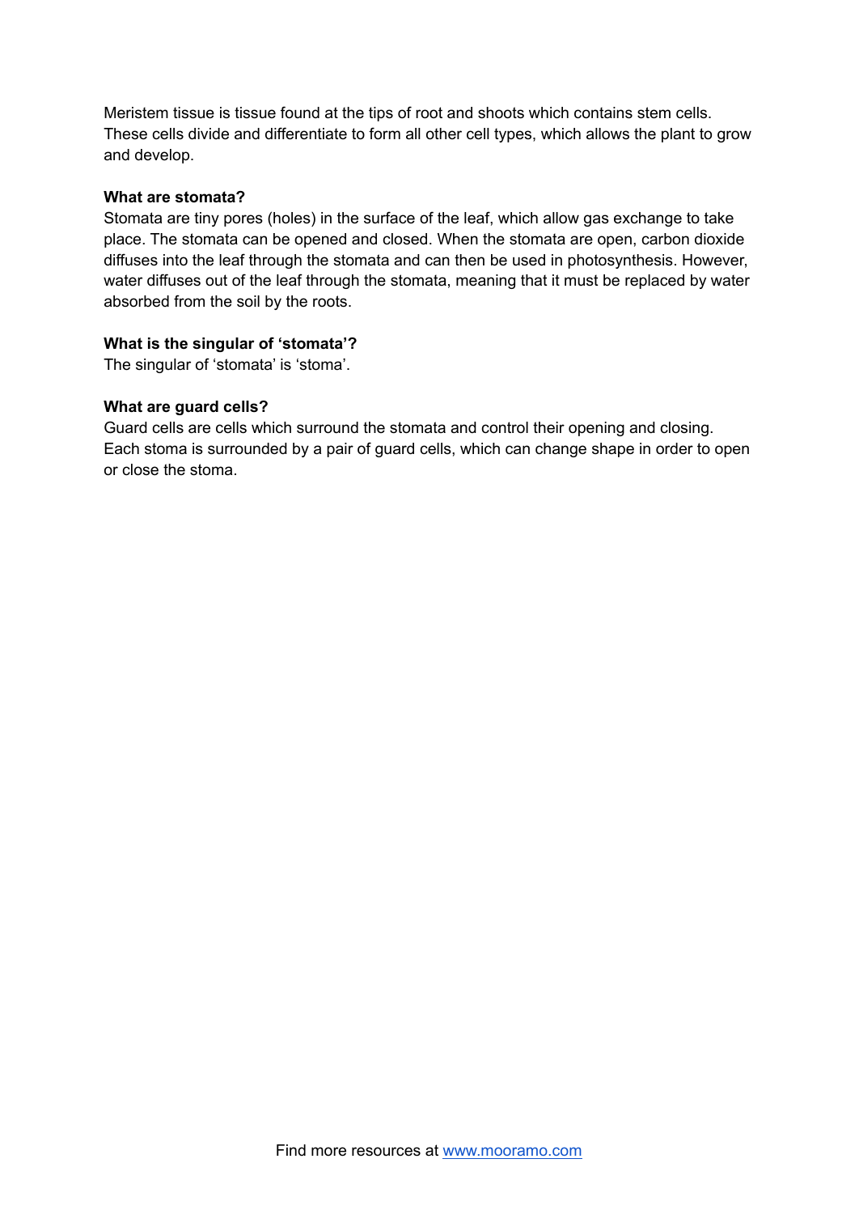Meristem tissue is tissue found at the tips of root and shoots which contains stem cells. These cells divide and differentiate to form all other cell types, which allows the plant to grow and develop.

**What are stomata?**
Stomata are tiny pores (holes) in the surface of the leaf, which allow gas exchange to take place. The stomata can be opened and closed. When the stomata are open, carbon dioxide diffuses into the leaf through the stomata and can then be used in photosynthesis. However, water diffuses out of the leaf through the stomata, meaning that it must be replaced by water absorbed from the soil by the roots.

**What is the singular of 'stomata'?**
The singular of 'stomata' is 'stoma'.

**What are guard cells?**
Guard cells are cells which surround the stomata and control their opening and closing. Each stoma is surrounded by a pair of guard cells, which can change shape in order to open or close the stoma.